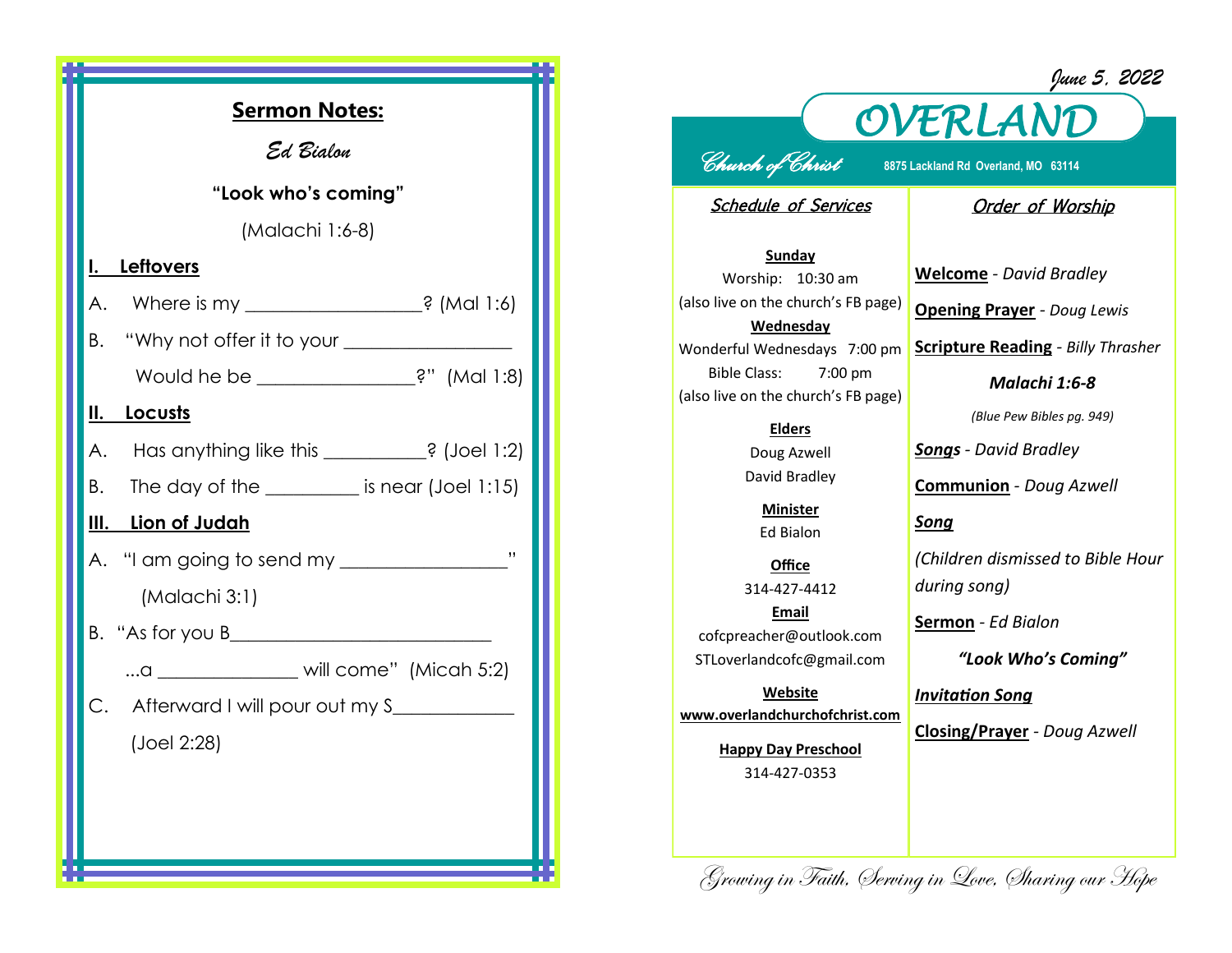## Sermon Notes:

*Ed Bialon*

**"Look who's coming"**

(Malachi 1:6-8)

**I. Leftovers**

A. Where is my ________________? (Mal 1:6)

B. "Why not offer it to your ________________

Would he be ______________?" (Mal 1:8)

**II. Locusts**

A. Has anything like this __________? (Joel 1:2)

B. The day of the _________ is near (Joel 1:15)

**III. Lion of Judah**

A. "I am going to send my ________________"

(Malachi 3:1)

B. "As for you B__________________________

...a _____________ will come" (Micah 5:2)

C. Afterward I will pour out my S___________

(Joel 2:28)

*June 5, 2022*

# OVERLAND

*Church of Christ*

8875 Lackland Rd Overland, MO 63114

### Schedule of Services

**Sunday**

Worship: 10:30 am

(also live on the church's FB page)

**Wednesday**

Wonderful Wednesdays 7:00 pm

Bible Class: 7:00 pm

(also live on the church's FB page)

**Elders**

Doug Azwell

David Bradley

**Minister**

Ed Bialon

**Office**

314-427-4412

**Email**

cofcpreacher@outlook.com

STLoverlandcofc@gmail.com

**Website**

**www.overlandchurchofchrist.com**

**Happy Day Preschool**

314-427-0353

### Order of Worship

**Welcome** - *David Bradley*

**Opening Prayer** - *Doug Lewis*

**Scripture Reading** - *Billy Thrasher*

***Malachi 1:6-8***

*(Blue Pew Bibles pg. 949)*

***Songs*** - *David Bradley*

**Communion** - *Doug Azwell*

***Song***

*(Children dismissed to Bible Hour during song)*

**Sermon** - *Ed Bialon*

***"Look Who's Coming"***

***Invitation Song***

**Closing/Prayer** - *Doug Azwell*

*Growing in Faith, Serving in Love, Sharing our Hope*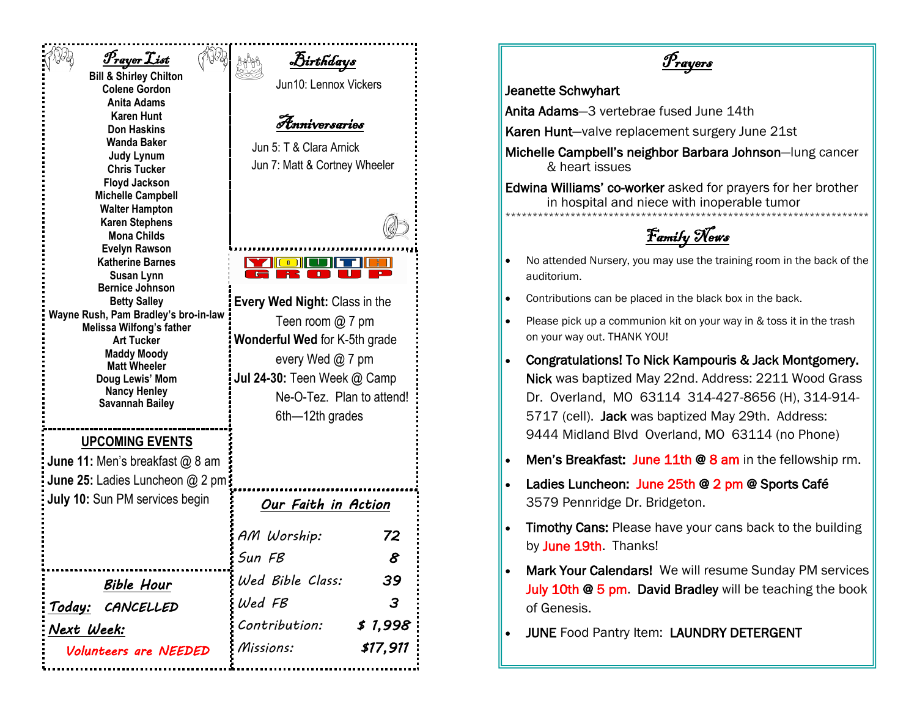## Prayer List

**Bill & Shirley Chilton**
**Colene Gordon**
**Anita Adams**
**Karen Hunt**
**Don Haskins**
**Wanda Baker**
**Judy Lynum**
**Chris Tucker**
**Floyd Jackson**
**Michelle Campbell**
**Walter Hampton**
**Karen Stephens**
**Mona Childs**
**Evelyn Rawson**
**Katherine Barnes**
**Susan Lynn**
**Bernice Johnson**
**Betty Salley**
**Wayne Rush, Pam Bradley's bro-in-law**
**Melissa Wilfong's father**
**Art Tucker**
**Maddy Moody**
**Matt Wheeler**
**Doug Lewis' Mom**
**Nancy Henley**
**Savannah Bailey**

## UPCOMING EVENTS

**June 11:** Men's breakfast @ 8 am
**June 25:** Ladies Luncheon @ 2 pm
**July 10:** Sun PM services begin

## Bible Hour

**Today:** CANCELLED
**Next Week:**
Volunteers are NEEDED

## Birthdays

Jun10: Lennox Vickers

## Anniversaries

Jun 5: T & Clara Amick
Jun 7: Matt & Cortney Wheeler

## YOUTH GROUP

**Every Wed Night:** Class in the Teen room @ 7 pm
**Wonderful Wed** for K-5th grade every Wed @ 7 pm
**Jul 24-30:** Teen Week @ Camp Ne-O-Tez. Plan to attend! 6th—12th grades

## Our Faith in Action

| | |
|---|---|
| AM Worship: | 72 |
| Sun FB | 8 |
| Wed Bible Class: | 39 |
| Wed FB | 3 |
| Contribution: | $ 1,998 |
| Missions: | $17,911 |

## Prayers

**Jeanette Schwyhart**
**Anita Adams**—3 vertebrae fused June 14th
**Karen Hunt**—valve replacement surgery June 21st
**Michelle Campbell's neighbor Barbara Johnson**—lung cancer & heart issues
**Edwina Williams' co-worker** asked for prayers for her brother in hospital and niece with inoperable tumor

*********************************************************************

## Family News

- No attended Nursery, you may use the training room in the back of the auditorium.
- Contributions can be placed in the black box in the back.
- Please pick up a communion kit on your way in & toss it in the trash on your way out. THANK YOU!
- **Congratulations! To Nick Kampouris & Jack Montgomery.** **Nick** was baptized May 22nd. Address: 2211 Wood Grass Dr. Overland, MO 63114 314-427-8656 (H), 314-914-5717 (cell). **Jack** was baptized May 29th. Address: 9444 Midland Blvd Overland, MO 63114 (no Phone)
- **Men's Breakfast: June 11th @ 8 am** in the fellowship rm.
- **Ladies Luncheon: June 25th @ 2 pm @ Sports Café** 3579 Pennridge Dr. Bridgeton.
- **Timothy Cans:** Please have your cans back to the building by **June 19th**. Thanks!
- **Mark Your Calendars!** We will resume Sunday PM services **July 10th @ 5 pm**. **David Bradley** will be teaching the book of Genesis.
- **JUNE** Food Pantry Item: **LAUNDRY DETERGENT**